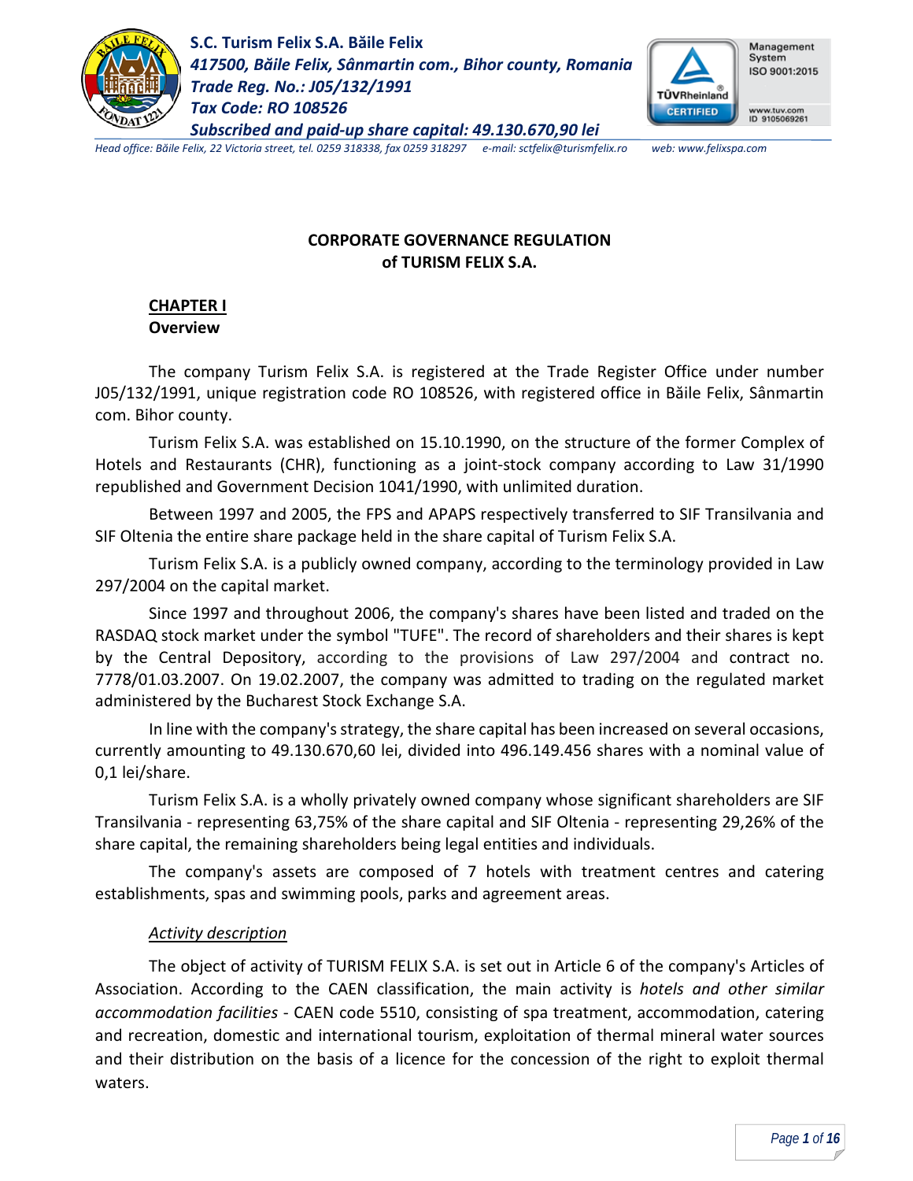**S.C. Turism Felix S.A. Băile Felix**
*417500, Băile Felix, Sânmartin com., Bihor county, Romania*
*Trade Reg. No.: J05/132/1991*
*Tax Code: RO 108526*
*Subscribed and paid-up share capital: 49.130.670,90 lei*

*Head office: Băile Felix, 22 Victoria street, tel. 0259 318338, fax 0259 318297 e-mail: sctfelix@turismfelix.ro web: www.felixspa.com*

# CORPORATE GOVERNANCE REGULATION of TURISM FELIX S.A.

## CHAPTER I
## Overview

The company Turism Felix S.A. is registered at the Trade Register Office under number J05/132/1991, unique registration code RO 108526, with registered office in Băile Felix, Sânmartin com. Bihor county.

Turism Felix S.A. was established on 15.10.1990, on the structure of the former Complex of Hotels and Restaurants (CHR), functioning as a joint-stock company according to Law 31/1990 republished and Government Decision 1041/1990, with unlimited duration.

Between 1997 and 2005, the FPS and APAPS respectively transferred to SIF Transilvania and SIF Oltenia the entire share package held in the share capital of Turism Felix S.A.

Turism Felix S.A. is a publicly owned company, according to the terminology provided in Law 297/2004 on the capital market.

Since 1997 and throughout 2006, the company's shares have been listed and traded on the RASDAQ stock market under the symbol "TUFE". The record of shareholders and their shares is kept by the Central Depository, according to the provisions of Law 297/2004 and contract no. 7778/01.03.2007. On 19.02.2007, the company was admitted to trading on the regulated market administered by the Bucharest Stock Exchange S.A.

In line with the company's strategy, the share capital has been increased on several occasions, currently amounting to 49.130.670,60 lei, divided into 496.149.456 shares with a nominal value of 0,1 lei/share.

Turism Felix S.A. is a wholly privately owned company whose significant shareholders are SIF Transilvania - representing 63,75% of the share capital and SIF Oltenia - representing 29,26% of the share capital, the remaining shareholders being legal entities and individuals.

The company's assets are composed of 7 hotels with treatment centres and catering establishments, spas and swimming pools, parks and agreement areas.

*Activity description*

The object of activity of TURISM FELIX S.A. is set out in Article 6 of the company's Articles of Association. According to the CAEN classification, the main activity is *hotels and other similar accommodation facilities* - CAEN code 5510, consisting of spa treatment, accommodation, catering and recreation, domestic and international tourism, exploitation of thermal mineral water sources and their distribution on the basis of a licence for the concession of the right to exploit thermal waters.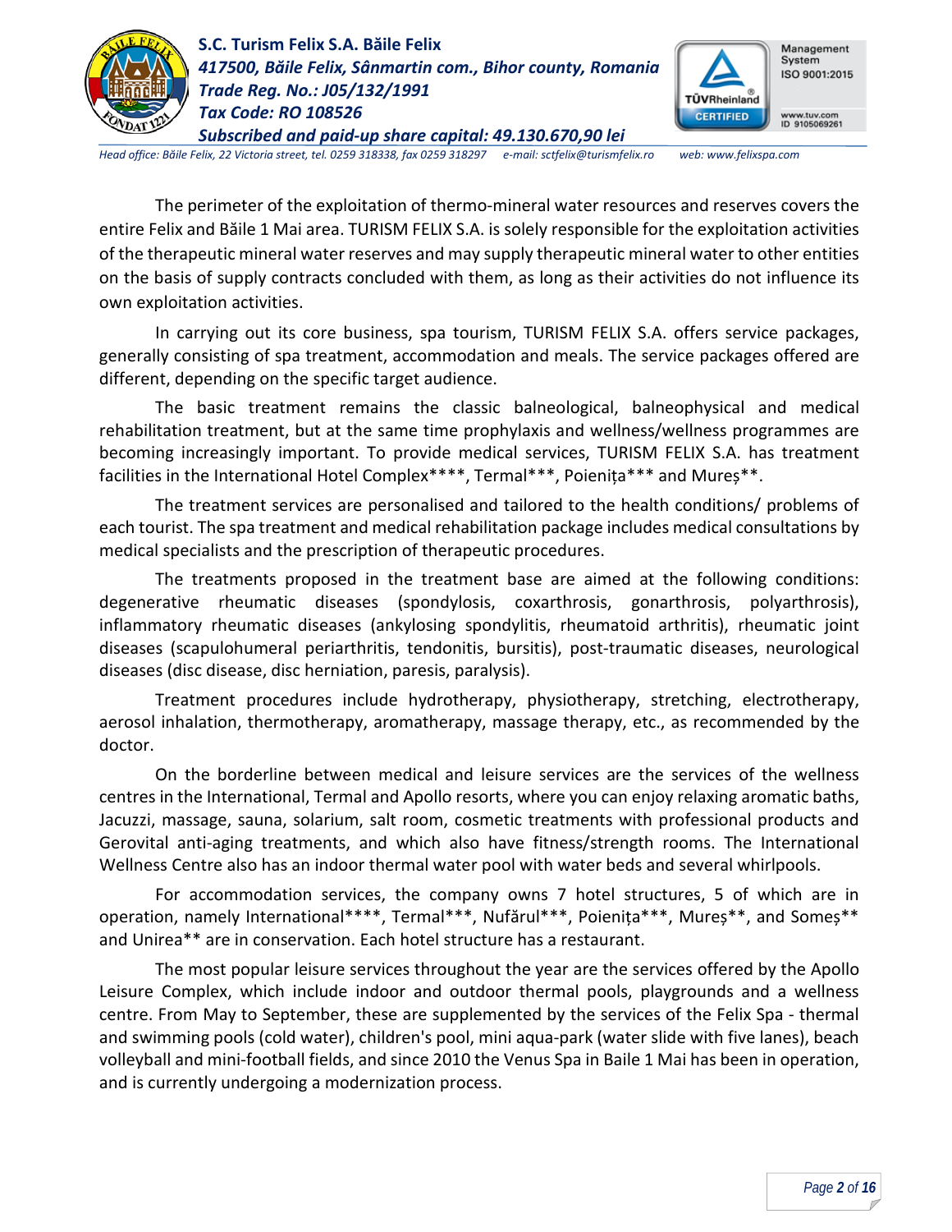The perimeter of the exploitation of thermo-mineral water resources and reserves covers the entire Felix and Băile 1 Mai area. TURISM FELIX S.A. is solely responsible for the exploitation activities of the therapeutic mineral water reserves and may supply therapeutic mineral water to other entities on the basis of supply contracts concluded with them, as long as their activities do not influence its own exploitation activities.

In carrying out its core business, spa tourism, TURISM FELIX S.A. offers service packages, generally consisting of spa treatment, accommodation and meals. The service packages offered are different, depending on the specific target audience.

The basic treatment remains the classic balneological, balneophysical and medical rehabilitation treatment, but at the same time prophylaxis and wellness/wellness programmes are becoming increasingly important. To provide medical services, TURISM FELIX S.A. has treatment facilities in the International Hotel Complex****, Termal***, Poienița*** and Mureș**.

The treatment services are personalised and tailored to the health conditions/ problems of each tourist. The spa treatment and medical rehabilitation package includes medical consultations by medical specialists and the prescription of therapeutic procedures.

The treatments proposed in the treatment base are aimed at the following conditions: degenerative rheumatic diseases (spondylosis, coxarthrosis, gonarthrosis, polyarthrosis), inflammatory rheumatic diseases (ankylosing spondylitis, rheumatoid arthritis), rheumatic joint diseases (scapulohumeral periarthritis, tendonitis, bursitis), post-traumatic diseases, neurological diseases (disc disease, disc herniation, paresis, paralysis).

Treatment procedures include hydrotherapy, physiotherapy, stretching, electrotherapy, aerosol inhalation, thermotherapy, aromatherapy, massage therapy, etc., as recommended by the doctor.

On the borderline between medical and leisure services are the services of the wellness centres in the International, Termal and Apollo resorts, where you can enjoy relaxing aromatic baths, Jacuzzi, massage, sauna, solarium, salt room, cosmetic treatments with professional products and Gerovital anti-aging treatments, and which also have fitness/strength rooms. The International Wellness Centre also has an indoor thermal water pool with water beds and several whirlpools.

For accommodation services, the company owns 7 hotel structures, 5 of which are in operation, namely International****, Termal***, Nufărul***, Poienița***, Mureș**, and Someș** and Unirea** are in conservation. Each hotel structure has a restaurant.

The most popular leisure services throughout the year are the services offered by the Apollo Leisure Complex, which include indoor and outdoor thermal pools, playgrounds and a wellness centre. From May to September, these are supplemented by the services of the Felix Spa - thermal and swimming pools (cold water), children's pool, mini aqua-park (water slide with five lanes), beach volleyball and mini-football fields, and since 2010 the Venus Spa in Baile 1 Mai has been in operation, and is currently undergoing a modernization process.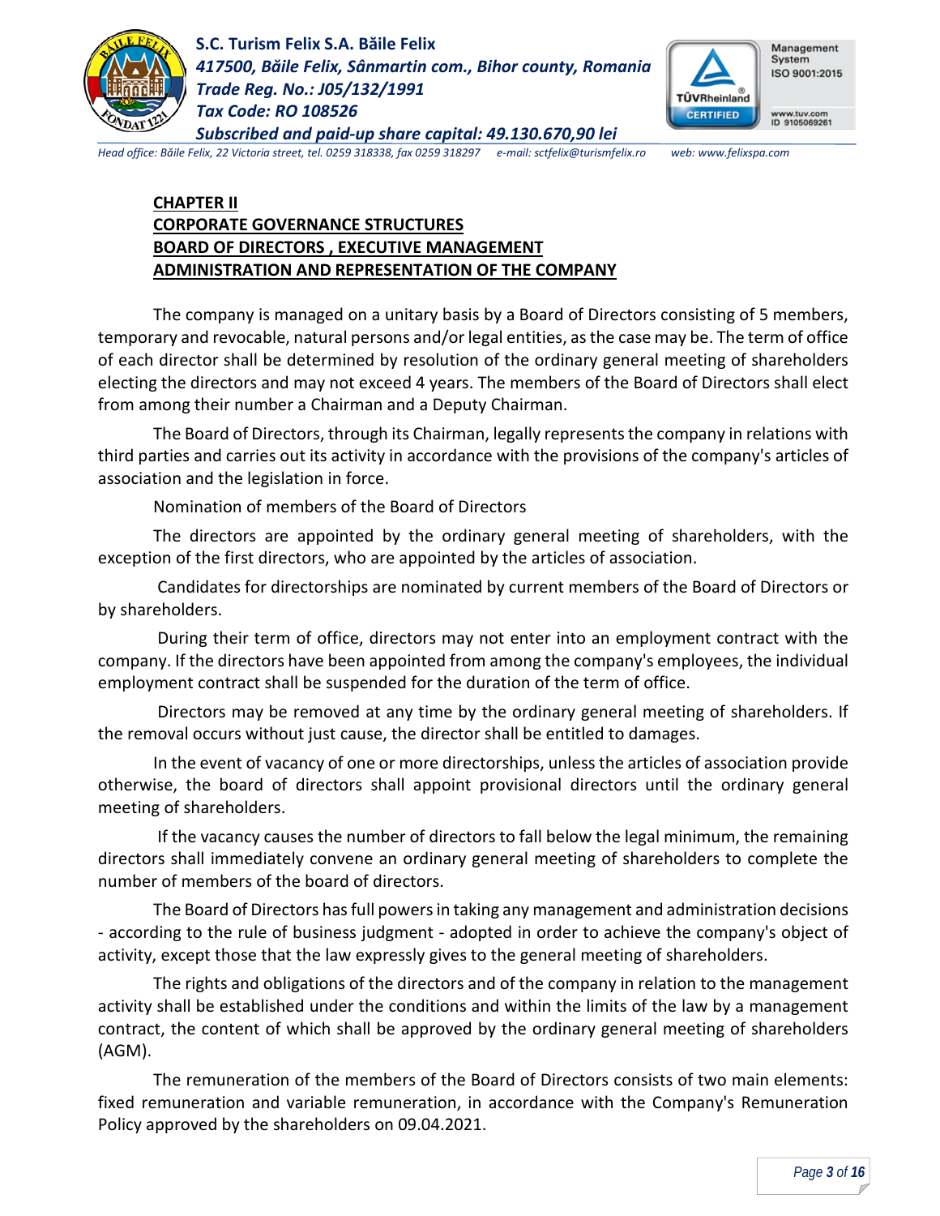## CHAPTER II
## CORPORATE GOVERNANCE STRUCTURES
## BOARD OF DIRECTORS , EXECUTIVE MANAGEMENT
## ADMINISTRATION AND REPRESENTATION OF THE COMPANY

The company is managed on a unitary basis by a Board of Directors consisting of 5 members, temporary and revocable, natural persons and/or legal entities, as the case may be. The term of office of each director shall be determined by resolution of the ordinary general meeting of shareholders electing the directors and may not exceed 4 years. The members of the Board of Directors shall elect from among their number a Chairman and a Deputy Chairman.

The Board of Directors, through its Chairman, legally represents the company in relations with third parties and carries out its activity in accordance with the provisions of the company's articles of association and the legislation in force.

Nomination of members of the Board of Directors

The directors are appointed by the ordinary general meeting of shareholders, with the exception of the first directors, who are appointed by the articles of association.

Candidates for directorships are nominated by current members of the Board of Directors or by shareholders.

During their term of office, directors may not enter into an employment contract with the company. If the directors have been appointed from among the company's employees, the individual employment contract shall be suspended for the duration of the term of office.

Directors may be removed at any time by the ordinary general meeting of shareholders. If the removal occurs without just cause, the director shall be entitled to damages.

In the event of vacancy of one or more directorships, unless the articles of association provide otherwise, the board of directors shall appoint provisional directors until the ordinary general meeting of shareholders.

If the vacancy causes the number of directors to fall below the legal minimum, the remaining directors shall immediately convene an ordinary general meeting of shareholders to complete the number of members of the board of directors.

The Board of Directors has full powers in taking any management and administration decisions - according to the rule of business judgment - adopted in order to achieve the company's object of activity, except those that the law expressly gives to the general meeting of shareholders.

The rights and obligations of the directors and of the company in relation to the management activity shall be established under the conditions and within the limits of the law by a management contract, the content of which shall be approved by the ordinary general meeting of shareholders (AGM).

The remuneration of the members of the Board of Directors consists of two main elements: fixed remuneration and variable remuneration, in accordance with the Company's Remuneration Policy approved by the shareholders on 09.04.2021.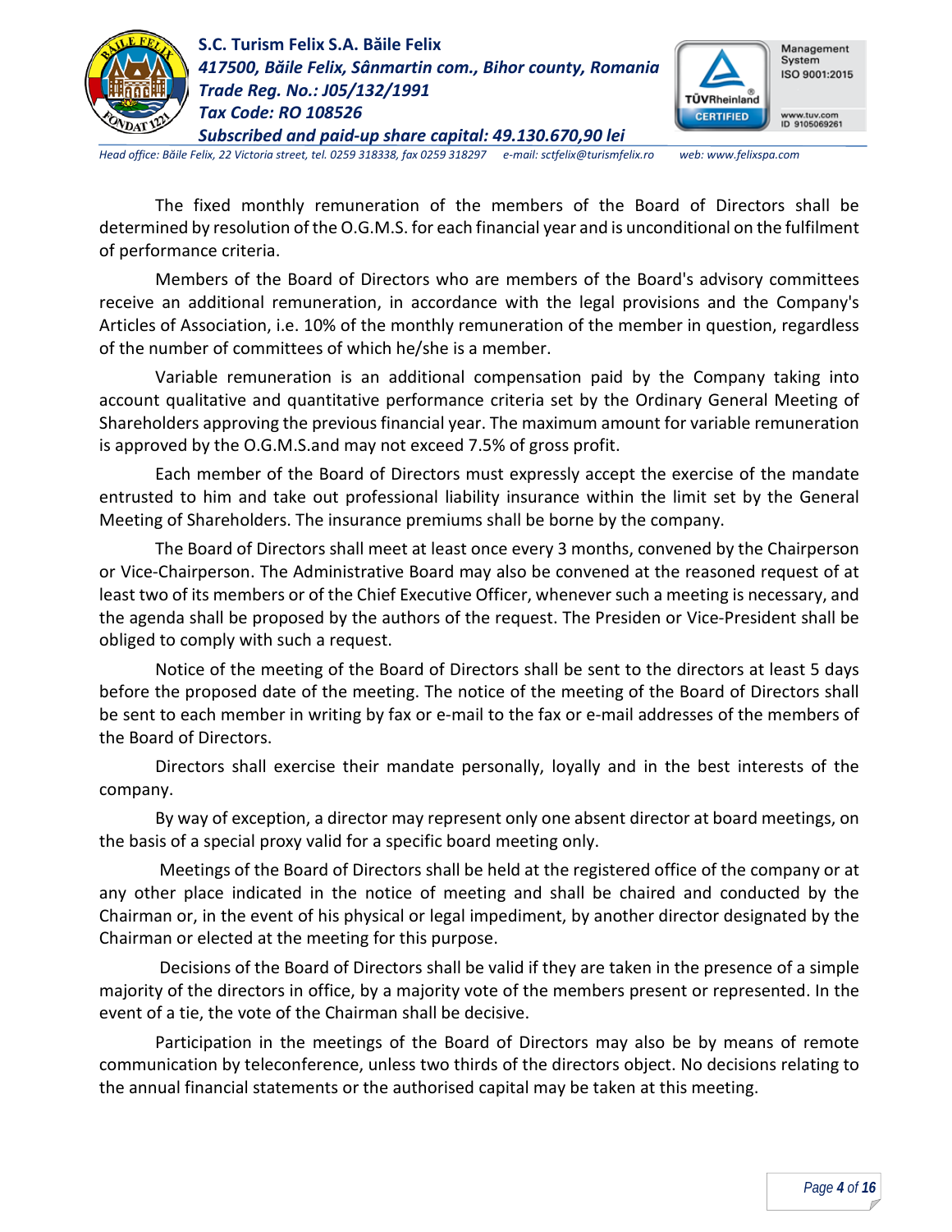The fixed monthly remuneration of the members of the Board of Directors shall be determined by resolution of the O.G.M.S. for each financial year and is unconditional on the fulfilment of performance criteria.

Members of the Board of Directors who are members of the Board's advisory committees receive an additional remuneration, in accordance with the legal provisions and the Company's Articles of Association, i.e. 10% of the monthly remuneration of the member in question, regardless of the number of committees of which he/she is a member.

Variable remuneration is an additional compensation paid by the Company taking into account qualitative and quantitative performance criteria set by the Ordinary General Meeting of Shareholders approving the previous financial year. The maximum amount for variable remuneration is approved by the O.G.M.S.and may not exceed 7.5% of gross profit.

Each member of the Board of Directors must expressly accept the exercise of the mandate entrusted to him and take out professional liability insurance within the limit set by the General Meeting of Shareholders. The insurance premiums shall be borne by the company.

The Board of Directors shall meet at least once every 3 months, convened by the Chairperson or Vice-Chairperson. The Administrative Board may also be convened at the reasoned request of at least two of its members or of the Chief Executive Officer, whenever such a meeting is necessary, and the agenda shall be proposed by the authors of the request. The Presiden or Vice-President shall be obliged to comply with such a request.

Notice of the meeting of the Board of Directors shall be sent to the directors at least 5 days before the proposed date of the meeting. The notice of the meeting of the Board of Directors shall be sent to each member in writing by fax or e-mail to the fax or e-mail addresses of the members of the Board of Directors.

Directors shall exercise their mandate personally, loyally and in the best interests of the company.

By way of exception, a director may represent only one absent director at board meetings, on the basis of a special proxy valid for a specific board meeting only.

Meetings of the Board of Directors shall be held at the registered office of the company or at any other place indicated in the notice of meeting and shall be chaired and conducted by the Chairman or, in the event of his physical or legal impediment, by another director designated by the Chairman or elected at the meeting for this purpose.

Decisions of the Board of Directors shall be valid if they are taken in the presence of a simple majority of the directors in office, by a majority vote of the members present or represented. In the event of a tie, the vote of the Chairman shall be decisive.

Participation in the meetings of the Board of Directors may also be by means of remote communication by teleconference, unless two thirds of the directors object. No decisions relating to the annual financial statements or the authorised capital may be taken at this meeting.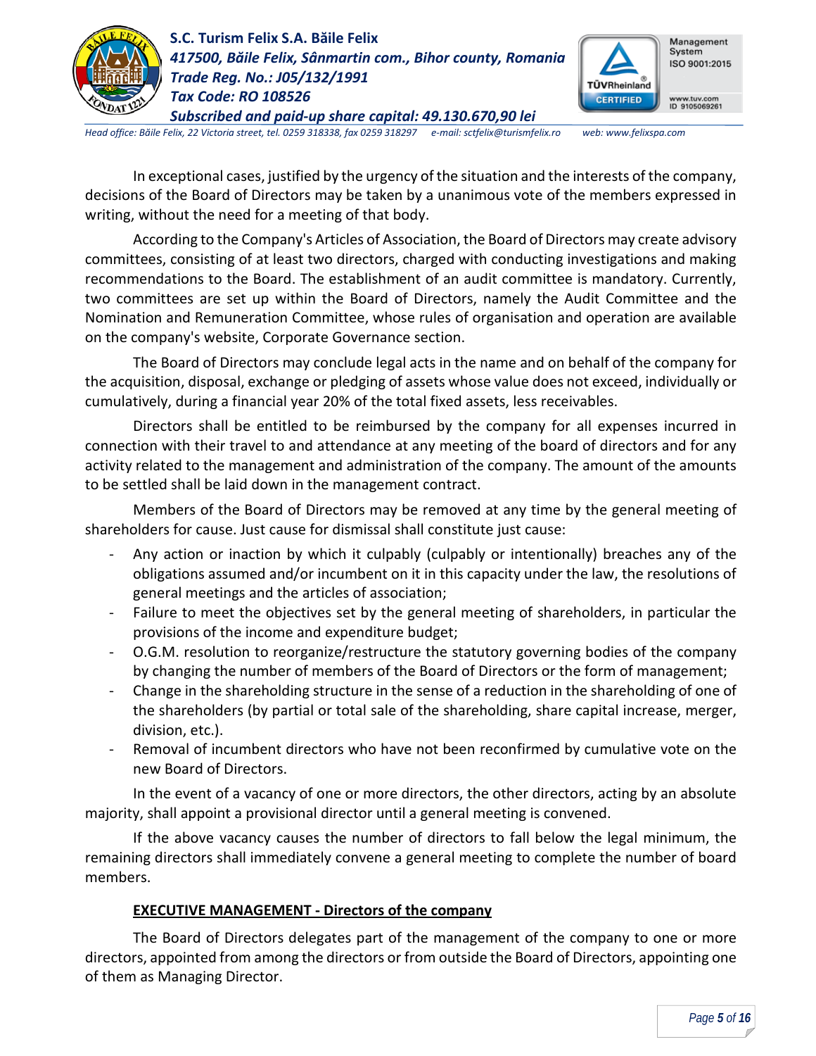In exceptional cases, justified by the urgency of the situation and the interests of the company, decisions of the Board of Directors may be taken by a unanimous vote of the members expressed in writing, without the need for a meeting of that body.

According to the Company's Articles of Association, the Board of Directors may create advisory committees, consisting of at least two directors, charged with conducting investigations and making recommendations to the Board. The establishment of an audit committee is mandatory. Currently, two committees are set up within the Board of Directors, namely the Audit Committee and the Nomination and Remuneration Committee, whose rules of organisation and operation are available on the company's website, Corporate Governance section.

The Board of Directors may conclude legal acts in the name and on behalf of the company for the acquisition, disposal, exchange or pledging of assets whose value does not exceed, individually or cumulatively, during a financial year 20% of the total fixed assets, less receivables.

Directors shall be entitled to be reimbursed by the company for all expenses incurred in connection with their travel to and attendance at any meeting of the board of directors and for any activity related to the management and administration of the company. The amount of the amounts to be settled shall be laid down in the management contract.

Members of the Board of Directors may be removed at any time by the general meeting of shareholders for cause. Just cause for dismissal shall constitute just cause:

- Any action or inaction by which it culpably (culpably or intentionally) breaches any of the obligations assumed and/or incumbent on it in this capacity under the law, the resolutions of general meetings and the articles of association;
- Failure to meet the objectives set by the general meeting of shareholders, in particular the provisions of the income and expenditure budget;
- O.G.M. resolution to reorganize/restructure the statutory governing bodies of the company by changing the number of members of the Board of Directors or the form of management;
- Change in the shareholding structure in the sense of a reduction in the shareholding of one of the shareholders (by partial or total sale of the shareholding, share capital increase, merger, division, etc.).
- Removal of incumbent directors who have not been reconfirmed by cumulative vote on the new Board of Directors.

In the event of a vacancy of one or more directors, the other directors, acting by an absolute majority, shall appoint a provisional director until a general meeting is convened.

If the above vacancy causes the number of directors to fall below the legal minimum, the remaining directors shall immediately convene a general meeting to complete the number of board members.

## EXECUTIVE MANAGEMENT - Directors of the company

The Board of Directors delegates part of the management of the company to one or more directors, appointed from among the directors or from outside the Board of Directors, appointing one of them as Managing Director.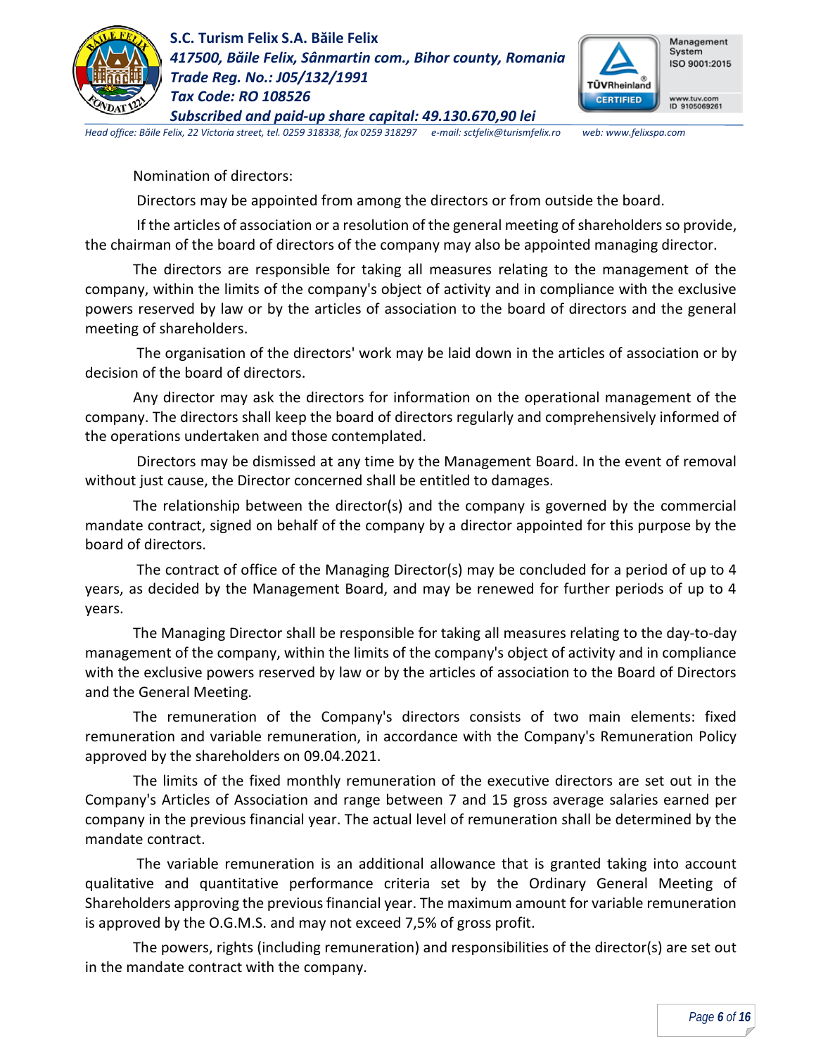Nomination of directors:

Directors may be appointed from among the directors or from outside the board.

If the articles of association or a resolution of the general meeting of shareholders so provide, the chairman of the board of directors of the company may also be appointed managing director.

The directors are responsible for taking all measures relating to the management of the company, within the limits of the company's object of activity and in compliance with the exclusive powers reserved by law or by the articles of association to the board of directors and the general meeting of shareholders.

The organisation of the directors' work may be laid down in the articles of association or by decision of the board of directors.

Any director may ask the directors for information on the operational management of the company. The directors shall keep the board of directors regularly and comprehensively informed of the operations undertaken and those contemplated.

Directors may be dismissed at any time by the Management Board. In the event of removal without just cause, the Director concerned shall be entitled to damages.

The relationship between the director(s) and the company is governed by the commercial mandate contract, signed on behalf of the company by a director appointed for this purpose by the board of directors.

The contract of office of the Managing Director(s) may be concluded for a period of up to 4 years, as decided by the Management Board, and may be renewed for further periods of up to 4 years.

The Managing Director shall be responsible for taking all measures relating to the day-to-day management of the company, within the limits of the company's object of activity and in compliance with the exclusive powers reserved by law or by the articles of association to the Board of Directors and the General Meeting.

The remuneration of the Company's directors consists of two main elements: fixed remuneration and variable remuneration, in accordance with the Company's Remuneration Policy approved by the shareholders on 09.04.2021.

The limits of the fixed monthly remuneration of the executive directors are set out in the Company's Articles of Association and range between 7 and 15 gross average salaries earned per company in the previous financial year. The actual level of remuneration shall be determined by the mandate contract.

The variable remuneration is an additional allowance that is granted taking into account qualitative and quantitative performance criteria set by the Ordinary General Meeting of Shareholders approving the previous financial year. The maximum amount for variable remuneration is approved by the O.G.M.S. and may not exceed 7,5% of gross profit.

The powers, rights (including remuneration) and responsibilities of the director(s) are set out in the mandate contract with the company.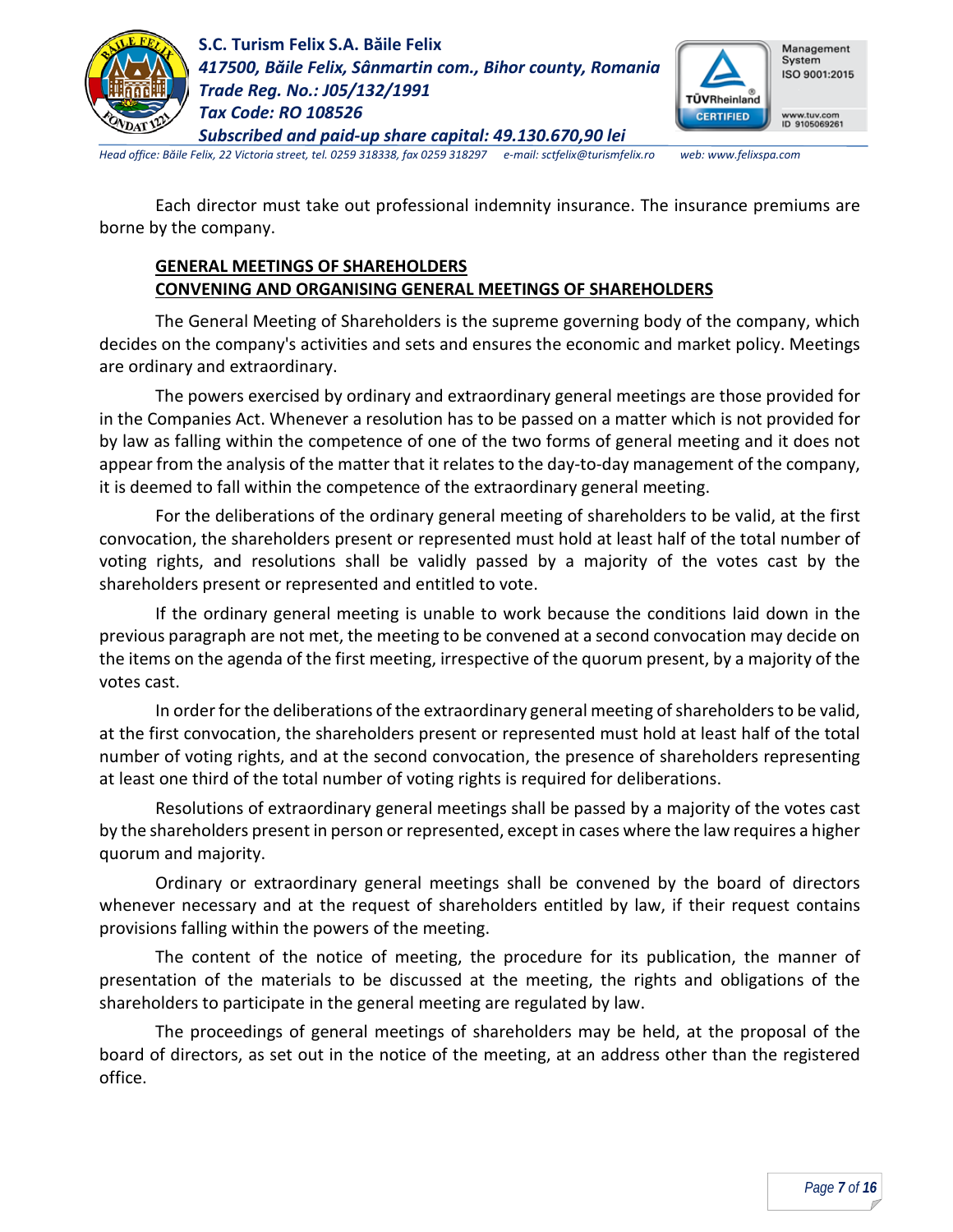Each director must take out professional indemnity insurance. The insurance premiums are borne by the company.

## GENERAL MEETINGS OF SHAREHOLDERS

## CONVENING AND ORGANISING GENERAL MEETINGS OF SHAREHOLDERS

The General Meeting of Shareholders is the supreme governing body of the company, which decides on the company's activities and sets and ensures the economic and market policy. Meetings are ordinary and extraordinary.

The powers exercised by ordinary and extraordinary general meetings are those provided for in the Companies Act. Whenever a resolution has to be passed on a matter which is not provided for by law as falling within the competence of one of the two forms of general meeting and it does not appear from the analysis of the matter that it relates to the day-to-day management of the company, it is deemed to fall within the competence of the extraordinary general meeting.

For the deliberations of the ordinary general meeting of shareholders to be valid, at the first convocation, the shareholders present or represented must hold at least half of the total number of voting rights, and resolutions shall be validly passed by a majority of the votes cast by the shareholders present or represented and entitled to vote.

If the ordinary general meeting is unable to work because the conditions laid down in the previous paragraph are not met, the meeting to be convened at a second convocation may decide on the items on the agenda of the first meeting, irrespective of the quorum present, by a majority of the votes cast.

In order for the deliberations of the extraordinary general meeting of shareholders to be valid, at the first convocation, the shareholders present or represented must hold at least half of the total number of voting rights, and at the second convocation, the presence of shareholders representing at least one third of the total number of voting rights is required for deliberations.

Resolutions of extraordinary general meetings shall be passed by a majority of the votes cast by the shareholders present in person or represented, except in cases where the law requires a higher quorum and majority.

Ordinary or extraordinary general meetings shall be convened by the board of directors whenever necessary and at the request of shareholders entitled by law, if their request contains provisions falling within the powers of the meeting.

The content of the notice of meeting, the procedure for its publication, the manner of presentation of the materials to be discussed at the meeting, the rights and obligations of the shareholders to participate in the general meeting are regulated by law.

The proceedings of general meetings of shareholders may be held, at the proposal of the board of directors, as set out in the notice of the meeting, at an address other than the registered office.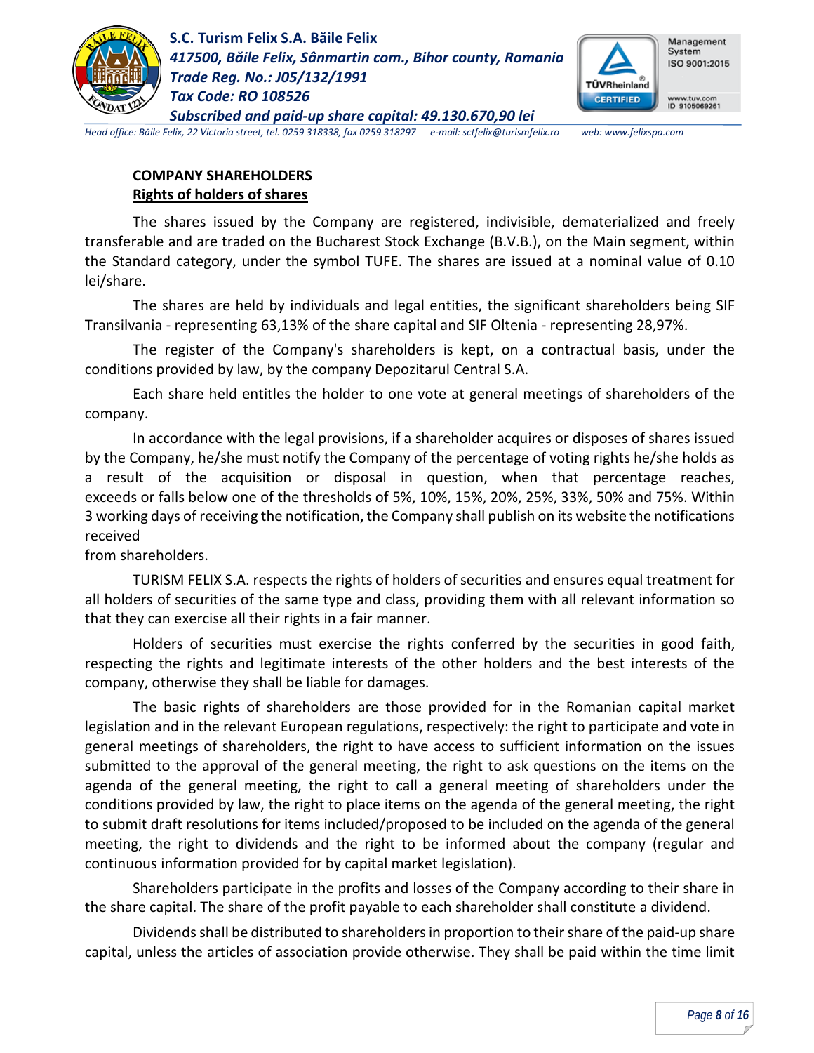**COMPANY SHAREHOLDERS**

**Rights of holders of shares**

The shares issued by the Company are registered, indivisible, dematerialized and freely transferable and are traded on the Bucharest Stock Exchange (B.V.B.), on the Main segment, within the Standard category, under the symbol TUFE. The shares are issued at a nominal value of 0.10 lei/share.

The shares are held by individuals and legal entities, the significant shareholders being SIF Transilvania - representing 63,13% of the share capital and SIF Oltenia - representing 28,97%.

The register of the Company's shareholders is kept, on a contractual basis, under the conditions provided by law, by the company Depozitarul Central S.A.

Each share held entitles the holder to one vote at general meetings of shareholders of the company.

In accordance with the legal provisions, if a shareholder acquires or disposes of shares issued by the Company, he/she must notify the Company of the percentage of voting rights he/she holds as a result of the acquisition or disposal in question, when that percentage reaches, exceeds or falls below one of the thresholds of 5%, 10%, 15%, 20%, 25%, 33%, 50% and 75%. Within 3 working days of receiving the notification, the Company shall publish on its website the notifications received from shareholders.

TURISM FELIX S.A. respects the rights of holders of securities and ensures equal treatment for all holders of securities of the same type and class, providing them with all relevant information so that they can exercise all their rights in a fair manner.

Holders of securities must exercise the rights conferred by the securities in good faith, respecting the rights and legitimate interests of the other holders and the best interests of the company, otherwise they shall be liable for damages.

The basic rights of shareholders are those provided for in the Romanian capital market legislation and in the relevant European regulations, respectively: the right to participate and vote in general meetings of shareholders, the right to have access to sufficient information on the issues submitted to the approval of the general meeting, the right to ask questions on the items on the agenda of the general meeting, the right to call a general meeting of shareholders under the conditions provided by law, the right to place items on the agenda of the general meeting, the right to submit draft resolutions for items included/proposed to be included on the agenda of the general meeting, the right to dividends and the right to be informed about the company (regular and continuous information provided for by capital market legislation).

Shareholders participate in the profits and losses of the Company according to their share in the share capital. The share of the profit payable to each shareholder shall constitute a dividend.

Dividends shall be distributed to shareholders in proportion to their share of the paid-up share capital, unless the articles of association provide otherwise. They shall be paid within the time limit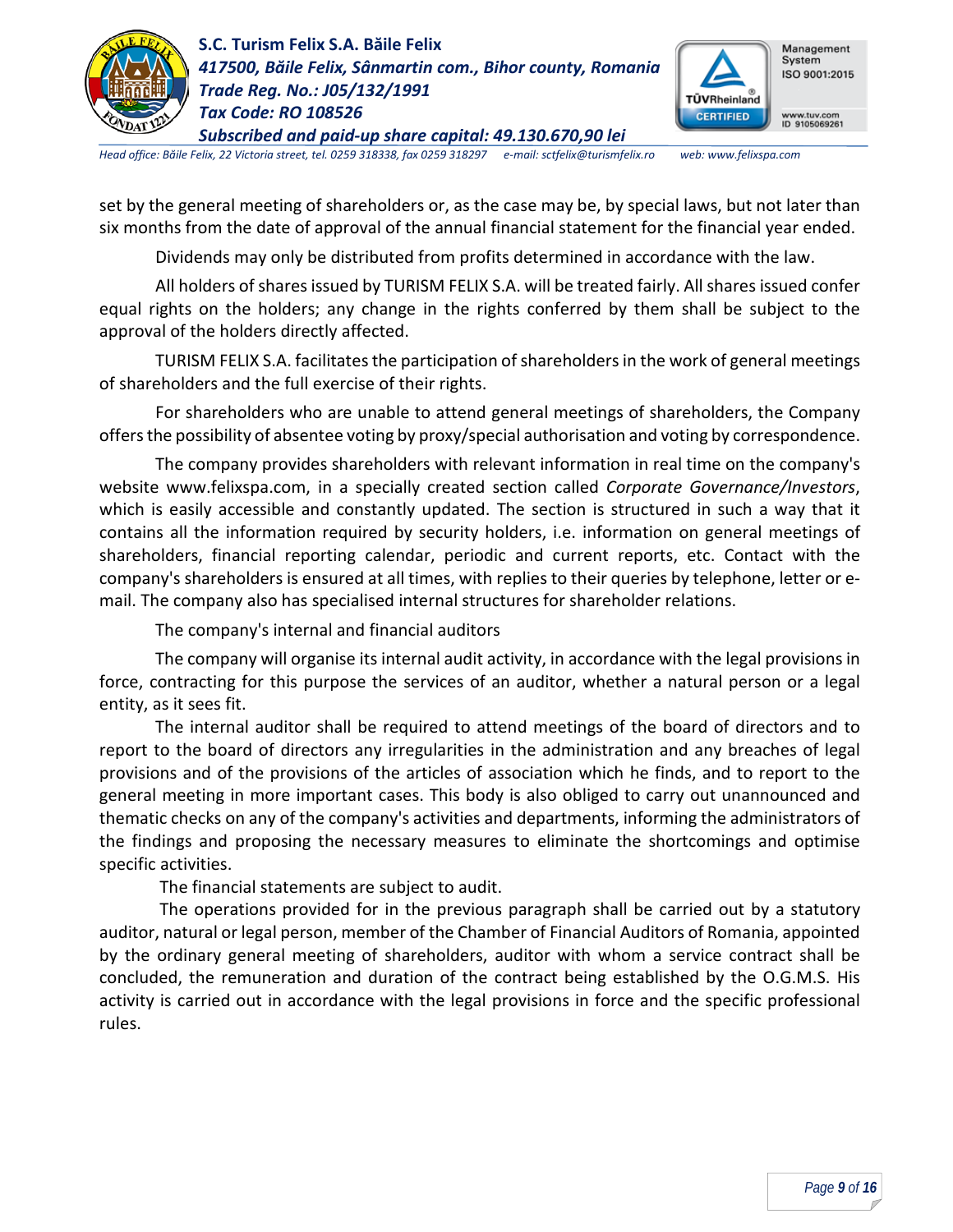set by the general meeting of shareholders or, as the case may be, by special laws, but not later than six months from the date of approval of the annual financial statement for the financial year ended.

Dividends may only be distributed from profits determined in accordance with the law.

All holders of shares issued by TURISM FELIX S.A. will be treated fairly. All shares issued confer equal rights on the holders; any change in the rights conferred by them shall be subject to the approval of the holders directly affected.

TURISM FELIX S.A. facilitates the participation of shareholders in the work of general meetings of shareholders and the full exercise of their rights.

For shareholders who are unable to attend general meetings of shareholders, the Company offers the possibility of absentee voting by proxy/special authorisation and voting by correspondence.

The company provides shareholders with relevant information in real time on the company's website www.felixspa.com, in a specially created section called *Corporate Governance/Investors*, which is easily accessible and constantly updated. The section is structured in such a way that it contains all the information required by security holders, i.e. information on general meetings of shareholders, financial reporting calendar, periodic and current reports, etc. Contact with the company's shareholders is ensured at all times, with replies to their queries by telephone, letter or e-mail. The company also has specialised internal structures for shareholder relations.

The company's internal and financial auditors

The company will organise its internal audit activity, in accordance with the legal provisions in force, contracting for this purpose the services of an auditor, whether a natural person or a legal entity, as it sees fit.

The internal auditor shall be required to attend meetings of the board of directors and to report to the board of directors any irregularities in the administration and any breaches of legal provisions and of the provisions of the articles of association which he finds, and to report to the general meeting in more important cases. This body is also obliged to carry out unannounced and thematic checks on any of the company's activities and departments, informing the administrators of the findings and proposing the necessary measures to eliminate the shortcomings and optimise specific activities.

The financial statements are subject to audit.

The operations provided for in the previous paragraph shall be carried out by a statutory auditor, natural or legal person, member of the Chamber of Financial Auditors of Romania, appointed by the ordinary general meeting of shareholders, auditor with whom a service contract shall be concluded, the remuneration and duration of the contract being established by the O.G.M.S. His activity is carried out in accordance with the legal provisions in force and the specific professional rules.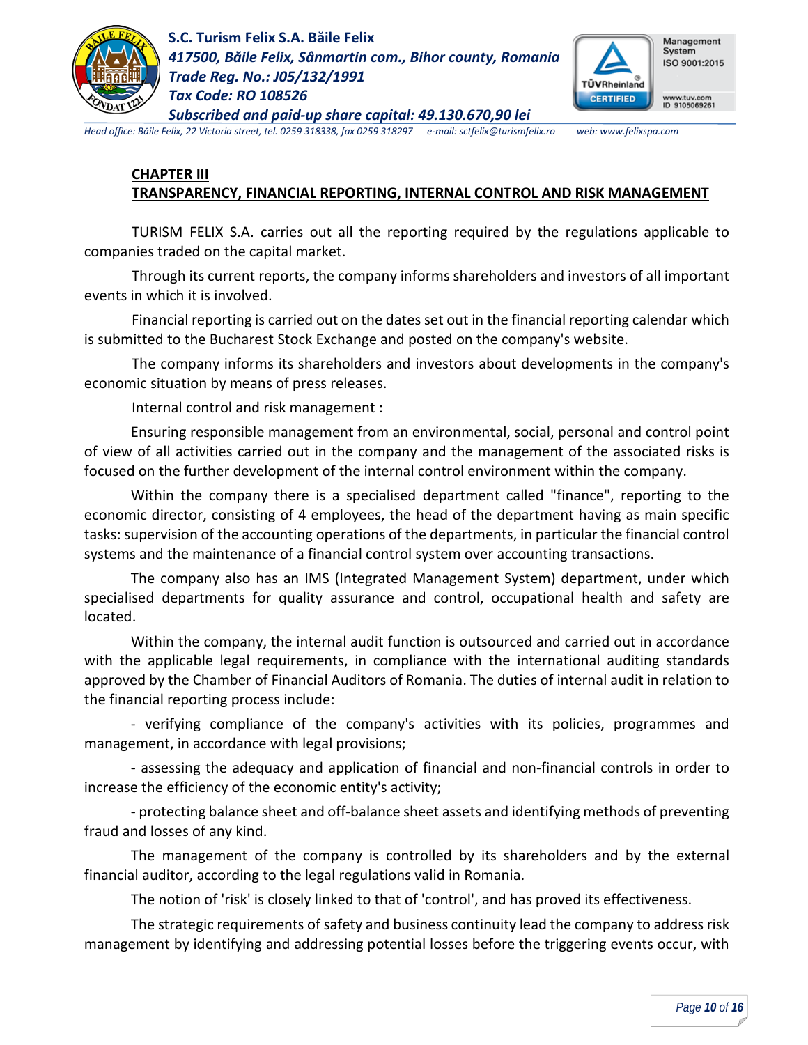## CHAPTER III
## TRANSPARENCY, FINANCIAL REPORTING, INTERNAL CONTROL AND RISK MANAGEMENT

TURISM FELIX S.A. carries out all the reporting required by the regulations applicable to companies traded on the capital market.

Through its current reports, the company informs shareholders and investors of all important events in which it is involved.

Financial reporting is carried out on the dates set out in the financial reporting calendar which is submitted to the Bucharest Stock Exchange and posted on the company's website.

The company informs its shareholders and investors about developments in the company's economic situation by means of press releases.

Internal control and risk management :

Ensuring responsible management from an environmental, social, personal and control point of view of all activities carried out in the company and the management of the associated risks is focused on the further development of the internal control environment within the company.

Within the company there is a specialised department called "finance", reporting to the economic director, consisting of 4 employees, the head of the department having as main specific tasks: supervision of the accounting operations of the departments, in particular the financial control systems and the maintenance of a financial control system over accounting transactions.

The company also has an IMS (Integrated Management System) department, under which specialised departments for quality assurance and control, occupational health and safety are located.

Within the company, the internal audit function is outsourced and carried out in accordance with the applicable legal requirements, in compliance with the international auditing standards approved by the Chamber of Financial Auditors of Romania. The duties of internal audit in relation to the financial reporting process include:

- verifying compliance of the company's activities with its policies, programmes and management, in accordance with legal provisions;

- assessing the adequacy and application of financial and non-financial controls in order to increase the efficiency of the economic entity's activity;

- protecting balance sheet and off-balance sheet assets and identifying methods of preventing fraud and losses of any kind.

The management of the company is controlled by its shareholders and by the external financial auditor, according to the legal regulations valid in Romania.

The notion of 'risk' is closely linked to that of 'control', and has proved its effectiveness.

The strategic requirements of safety and business continuity lead the company to address risk management by identifying and addressing potential losses before the triggering events occur, with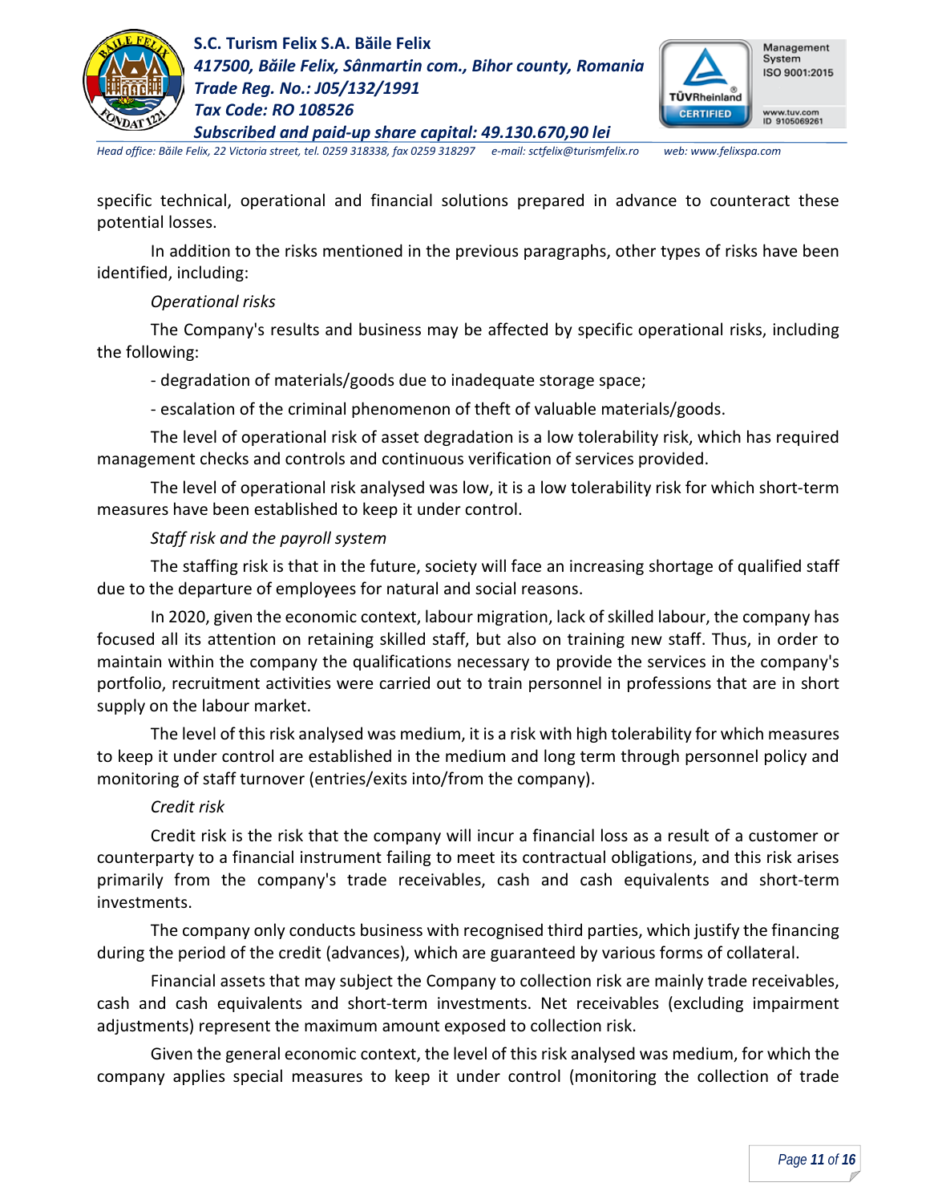specific technical, operational and financial solutions prepared in advance to counteract these potential losses.

In addition to the risks mentioned in the previous paragraphs, other types of risks have been identified, including:

*Operational risks*

The Company's results and business may be affected by specific operational risks, including the following:

- degradation of materials/goods due to inadequate storage space;

- escalation of the criminal phenomenon of theft of valuable materials/goods.

The level of operational risk of asset degradation is a low tolerability risk, which has required management checks and controls and continuous verification of services provided.

The level of operational risk analysed was low, it is a low tolerability risk for which short-term measures have been established to keep it under control.

*Staff risk and the payroll system*

The staffing risk is that in the future, society will face an increasing shortage of qualified staff due to the departure of employees for natural and social reasons.

In 2020, given the economic context, labour migration, lack of skilled labour, the company has focused all its attention on retaining skilled staff, but also on training new staff. Thus, in order to maintain within the company the qualifications necessary to provide the services in the company's portfolio, recruitment activities were carried out to train personnel in professions that are in short supply on the labour market.

The level of this risk analysed was medium, it is a risk with high tolerability for which measures to keep it under control are established in the medium and long term through personnel policy and monitoring of staff turnover (entries/exits into/from the company).

*Credit risk*

Credit risk is the risk that the company will incur a financial loss as a result of a customer or counterparty to a financial instrument failing to meet its contractual obligations, and this risk arises primarily from the company's trade receivables, cash and cash equivalents and short-term investments.

The company only conducts business with recognised third parties, which justify the financing during the period of the credit (advances), which are guaranteed by various forms of collateral.

Financial assets that may subject the Company to collection risk are mainly trade receivables, cash and cash equivalents and short-term investments. Net receivables (excluding impairment adjustments) represent the maximum amount exposed to collection risk.

Given the general economic context, the level of this risk analysed was medium, for which the company applies special measures to keep it under control (monitoring the collection of trade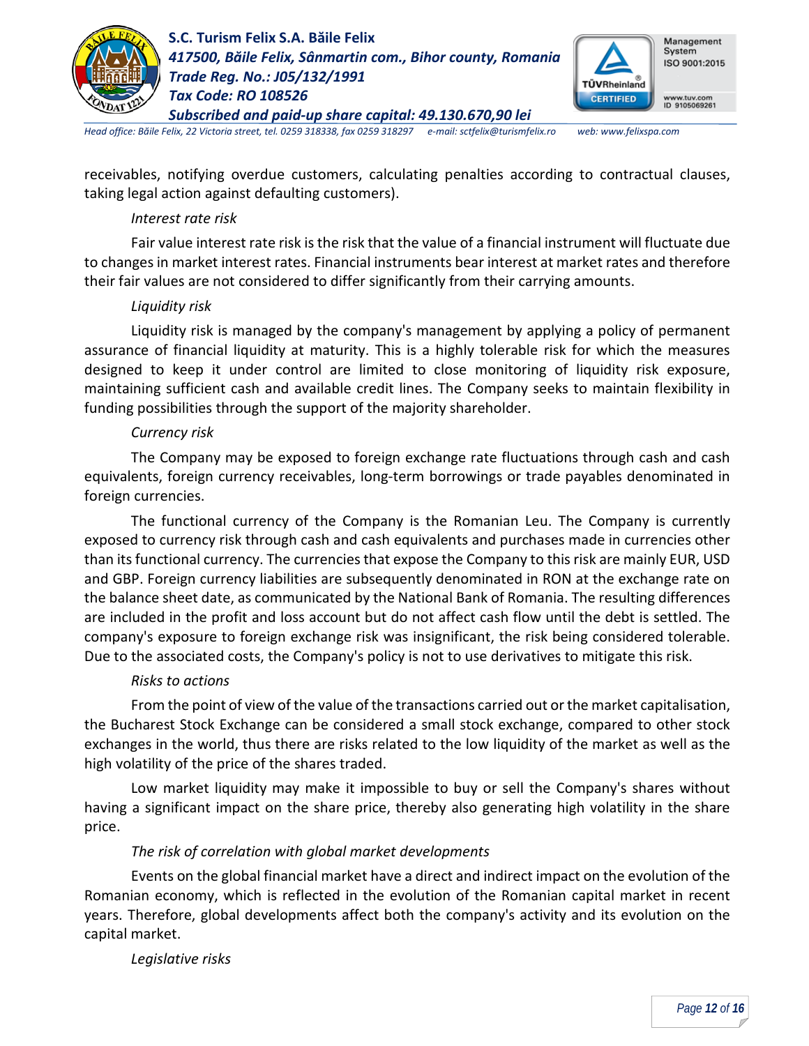receivables, notifying overdue customers, calculating penalties according to contractual clauses, taking legal action against defaulting customers).

*Interest rate risk*

Fair value interest rate risk is the risk that the value of a financial instrument will fluctuate due to changes in market interest rates. Financial instruments bear interest at market rates and therefore their fair values are not considered to differ significantly from their carrying amounts.

*Liquidity risk*

Liquidity risk is managed by the company's management by applying a policy of permanent assurance of financial liquidity at maturity. This is a highly tolerable risk for which the measures designed to keep it under control are limited to close monitoring of liquidity risk exposure, maintaining sufficient cash and available credit lines. The Company seeks to maintain flexibility in funding possibilities through the support of the majority shareholder.

*Currency risk*

The Company may be exposed to foreign exchange rate fluctuations through cash and cash equivalents, foreign currency receivables, long-term borrowings or trade payables denominated in foreign currencies.

The functional currency of the Company is the Romanian Leu. The Company is currently exposed to currency risk through cash and cash equivalents and purchases made in currencies other than its functional currency. The currencies that expose the Company to this risk are mainly EUR, USD and GBP. Foreign currency liabilities are subsequently denominated in RON at the exchange rate on the balance sheet date, as communicated by the National Bank of Romania. The resulting differences are included in the profit and loss account but do not affect cash flow until the debt is settled. The company's exposure to foreign exchange risk was insignificant, the risk being considered tolerable. Due to the associated costs, the Company's policy is not to use derivatives to mitigate this risk.

*Risks to actions*

From the point of view of the value of the transactions carried out or the market capitalisation, the Bucharest Stock Exchange can be considered a small stock exchange, compared to other stock exchanges in the world, thus there are risks related to the low liquidity of the market as well as the high volatility of the price of the shares traded.

Low market liquidity may make it impossible to buy or sell the Company's shares without having a significant impact on the share price, thereby also generating high volatility in the share price.

*The risk of correlation with global market developments*

Events on the global financial market have a direct and indirect impact on the evolution of the Romanian economy, which is reflected in the evolution of the Romanian capital market in recent years. Therefore, global developments affect both the company's activity and its evolution on the capital market.

*Legislative risks*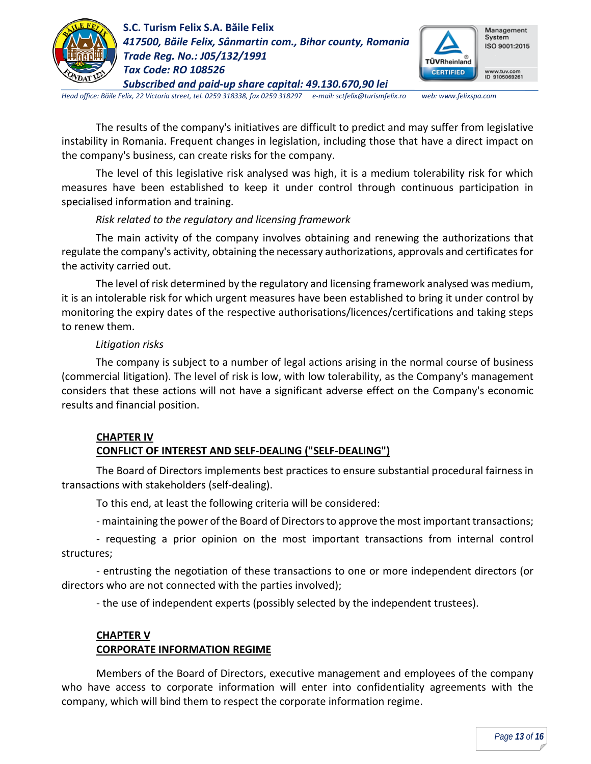The results of the company's initiatives are difficult to predict and may suffer from legislative instability in Romania. Frequent changes in legislation, including those that have a direct impact on the company's business, can create risks for the company.

The level of this legislative risk analysed was high, it is a medium tolerability risk for which measures have been established to keep it under control through continuous participation in specialised information and training.

*Risk related to the regulatory and licensing framework*

The main activity of the company involves obtaining and renewing the authorizations that regulate the company's activity, obtaining the necessary authorizations, approvals and certificates for the activity carried out.

The level of risk determined by the regulatory and licensing framework analysed was medium, it is an intolerable risk for which urgent measures have been established to bring it under control by monitoring the expiry dates of the respective authorisations/licences/certifications and taking steps to renew them.

*Litigation risks*

The company is subject to a number of legal actions arising in the normal course of business (commercial litigation). The level of risk is low, with low tolerability, as the Company's management considers that these actions will not have a significant adverse effect on the Company's economic results and financial position.

## CHAPTER IV
## CONFLICT OF INTEREST AND SELF-DEALING ("SELF-DEALING")

The Board of Directors implements best practices to ensure substantial procedural fairness in transactions with stakeholders (self-dealing).

To this end, at least the following criteria will be considered:

- maintaining the power of the Board of Directors to approve the most important transactions;

- requesting a prior opinion on the most important transactions from internal control structures;

- entrusting the negotiation of these transactions to one or more independent directors (or directors who are not connected with the parties involved);

- the use of independent experts (possibly selected by the independent trustees).

## CHAPTER V
## CORPORATE INFORMATION REGIME

Members of the Board of Directors, executive management and employees of the company who have access to corporate information will enter into confidentiality agreements with the company, which will bind them to respect the corporate information regime.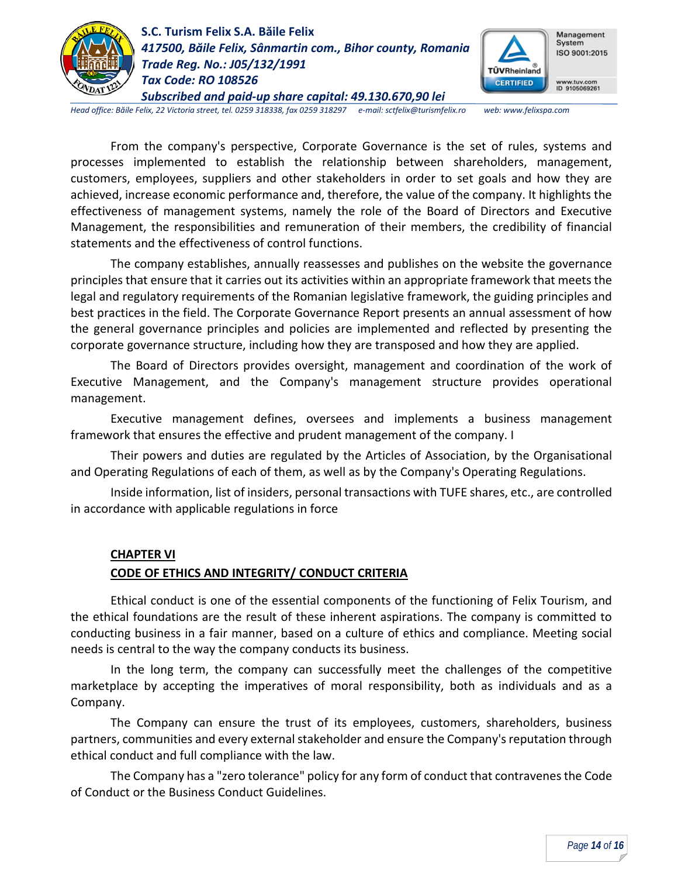From the company's perspective, Corporate Governance is the set of rules, systems and processes implemented to establish the relationship between shareholders, management, customers, employees, suppliers and other stakeholders in order to set goals and how they are achieved, increase economic performance and, therefore, the value of the company. It highlights the effectiveness of management systems, namely the role of the Board of Directors and Executive Management, the responsibilities and remuneration of their members, the credibility of financial statements and the effectiveness of control functions.

The company establishes, annually reassesses and publishes on the website the governance principles that ensure that it carries out its activities within an appropriate framework that meets the legal and regulatory requirements of the Romanian legislative framework, the guiding principles and best practices in the field. The Corporate Governance Report presents an annual assessment of how the general governance principles and policies are implemented and reflected by presenting the corporate governance structure, including how they are transposed and how they are applied.

The Board of Directors provides oversight, management and coordination of the work of Executive Management, and the Company's management structure provides operational management.

Executive management defines, oversees and implements a business management framework that ensures the effective and prudent management of the company. I

Their powers and duties are regulated by the Articles of Association, by the Organisational and Operating Regulations of each of them, as well as by the Company's Operating Regulations.

Inside information, list of insiders, personal transactions with TUFE shares, etc., are controlled in accordance with applicable regulations in force

## CHAPTER VI
## CODE OF ETHICS AND INTEGRITY/ CONDUCT CRITERIA

Ethical conduct is one of the essential components of the functioning of Felix Tourism, and the ethical foundations are the result of these inherent aspirations. The company is committed to conducting business in a fair manner, based on a culture of ethics and compliance. Meeting social needs is central to the way the company conducts its business.

In the long term, the company can successfully meet the challenges of the competitive marketplace by accepting the imperatives of moral responsibility, both as individuals and as a Company.

The Company can ensure the trust of its employees, customers, shareholders, business partners, communities and every external stakeholder and ensure the Company's reputation through ethical conduct and full compliance with the law.

The Company has a "zero tolerance" policy for any form of conduct that contravenes the Code of Conduct or the Business Conduct Guidelines.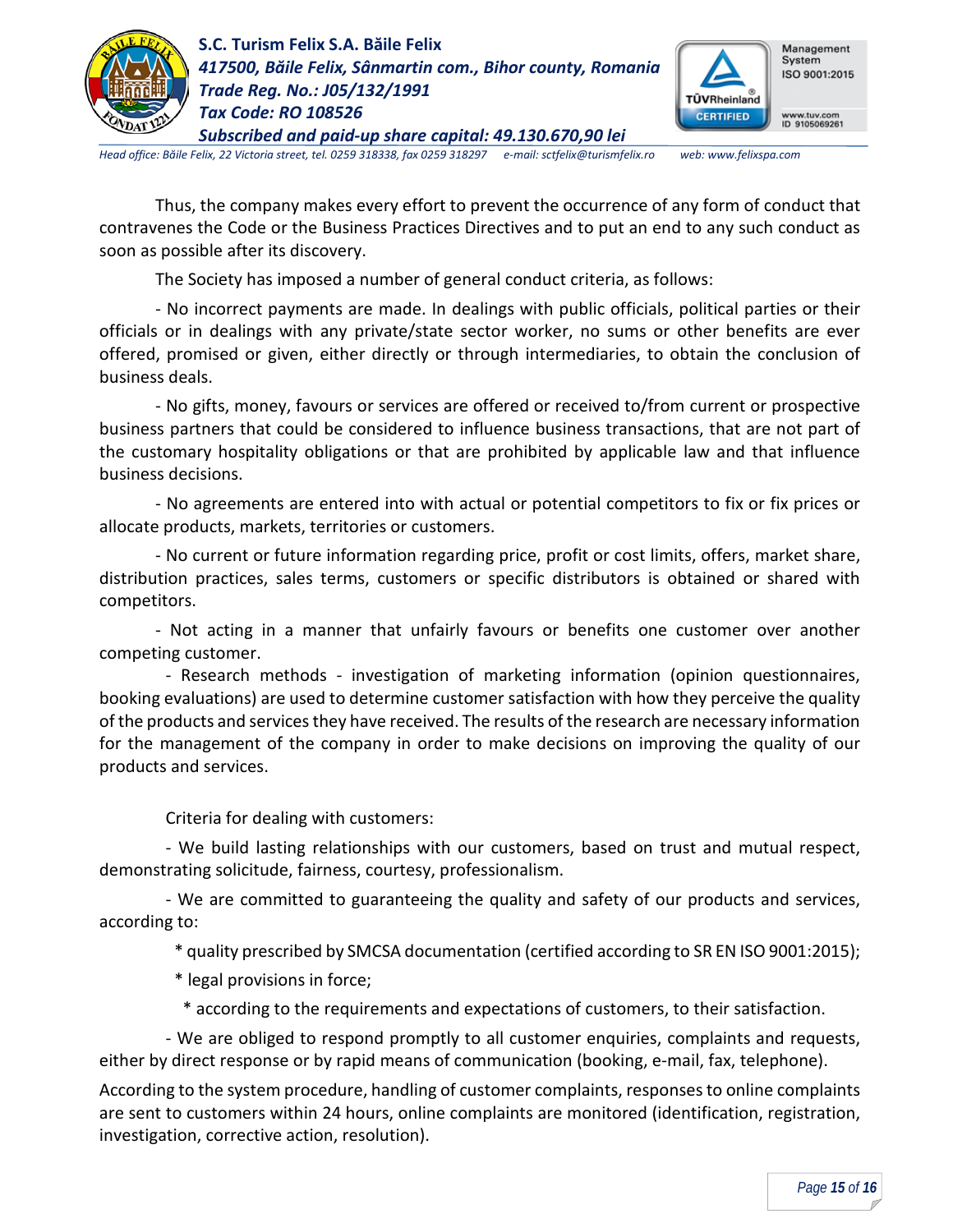Thus, the company makes every effort to prevent the occurrence of any form of conduct that contravenes the Code or the Business Practices Directives and to put an end to any such conduct as soon as possible after its discovery.

The Society has imposed a number of general conduct criteria, as follows:

- No incorrect payments are made. In dealings with public officials, political parties or their officials or in dealings with any private/state sector worker, no sums or other benefits are ever offered, promised or given, either directly or through intermediaries, to obtain the conclusion of business deals.

- No gifts, money, favours or services are offered or received to/from current or prospective business partners that could be considered to influence business transactions, that are not part of the customary hospitality obligations or that are prohibited by applicable law and that influence business decisions.

- No agreements are entered into with actual or potential competitors to fix or fix prices or allocate products, markets, territories or customers.

- No current or future information regarding price, profit or cost limits, offers, market share, distribution practices, sales terms, customers or specific distributors is obtained or shared with competitors.

- Not acting in a manner that unfairly favours or benefits one customer over another competing customer.

- Research methods - investigation of marketing information (opinion questionnaires, booking evaluations) are used to determine customer satisfaction with how they perceive the quality of the products and services they have received. The results of the research are necessary information for the management of the company in order to make decisions on improving the quality of our products and services.

Criteria for dealing with customers:

- We build lasting relationships with our customers, based on trust and mutual respect, demonstrating solicitude, fairness, courtesy, professionalism.

- We are committed to guaranteeing the quality and safety of our products and services, according to:

* quality prescribed by SMCSA documentation (certified according to SR EN ISO 9001:2015);

* legal provisions in force;

* according to the requirements and expectations of customers, to their satisfaction.

- We are obliged to respond promptly to all customer enquiries, complaints and requests, either by direct response or by rapid means of communication (booking, e-mail, fax, telephone).

According to the system procedure, handling of customer complaints, responses to online complaints are sent to customers within 24 hours, online complaints are monitored (identification, registration, investigation, corrective action, resolution).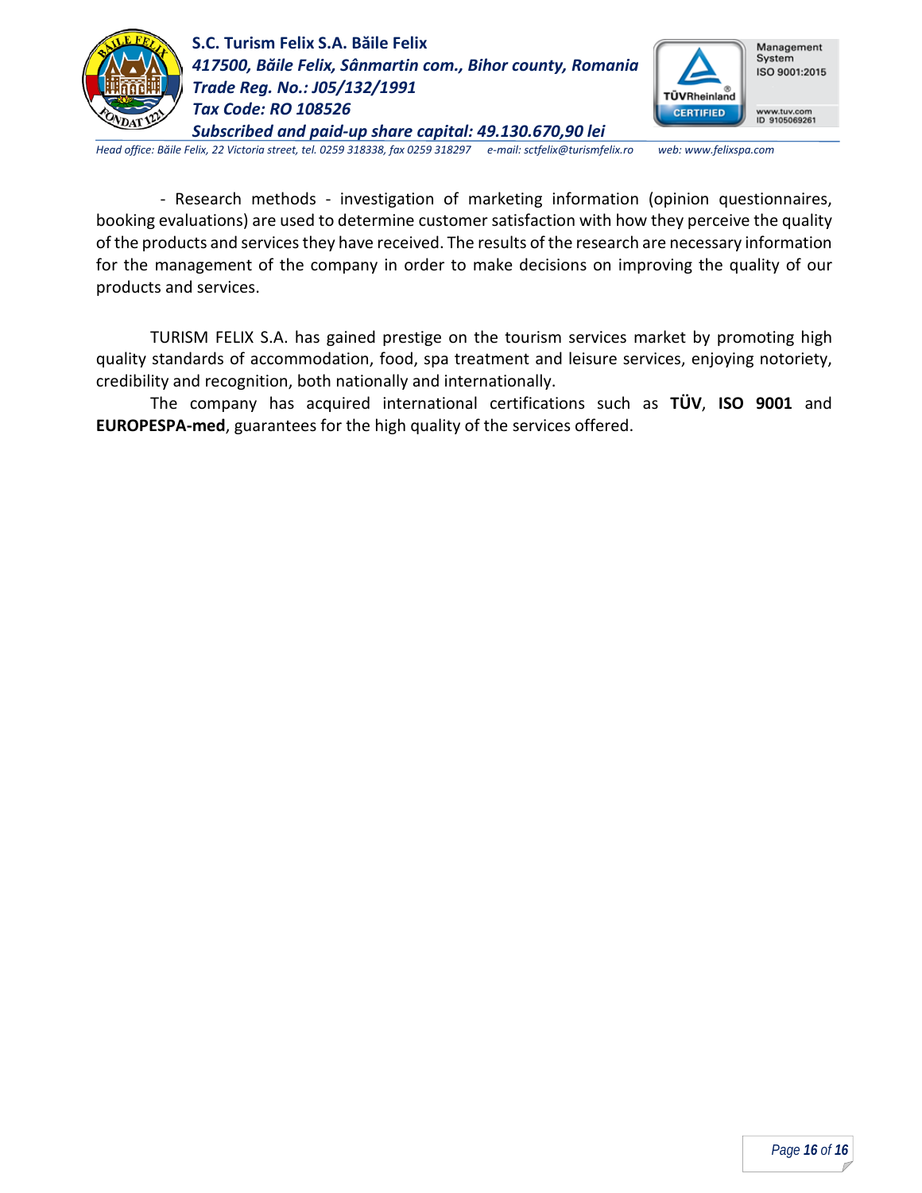- Research methods - investigation of marketing information (opinion questionnaires, booking evaluations) are used to determine customer satisfaction with how they perceive the quality of the products and services they have received. The results of the research are necessary information for the management of the company in order to make decisions on improving the quality of our products and services.

TURISM FELIX S.A. has gained prestige on the tourism services market by promoting high quality standards of accommodation, food, spa treatment and leisure services, enjoying notoriety, credibility and recognition, both nationally and internationally.

The company has acquired international certifications such as **TÜV**, **ISO 9001** and **EUROPESPA-med**, guarantees for the high quality of the services offered.